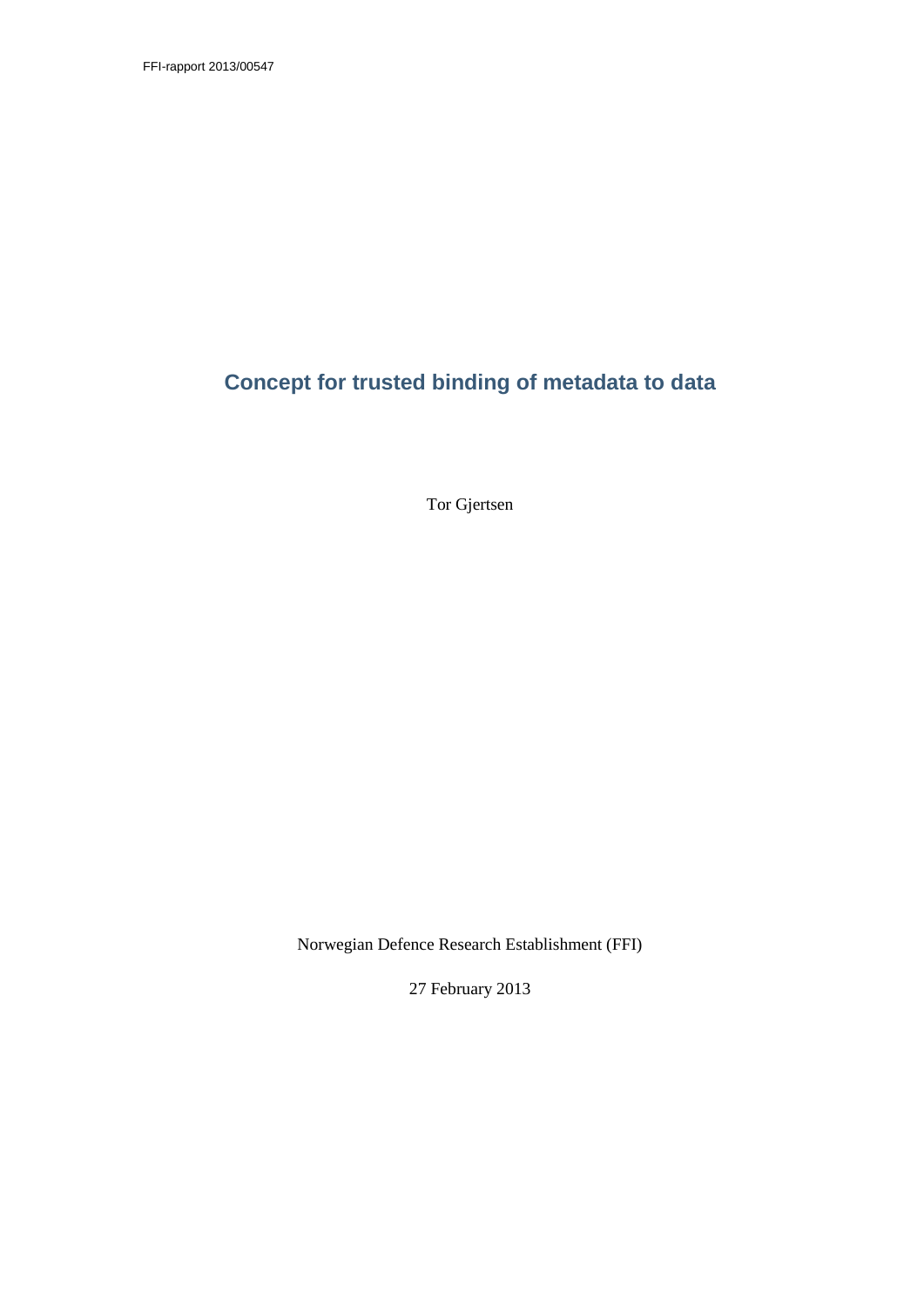FFI-rapport 2013/00547

# Concept for trusted binding of metadata to data

Tor Gjertsen

Norwegian Defence Research Establishment (FFI)

27 February 2013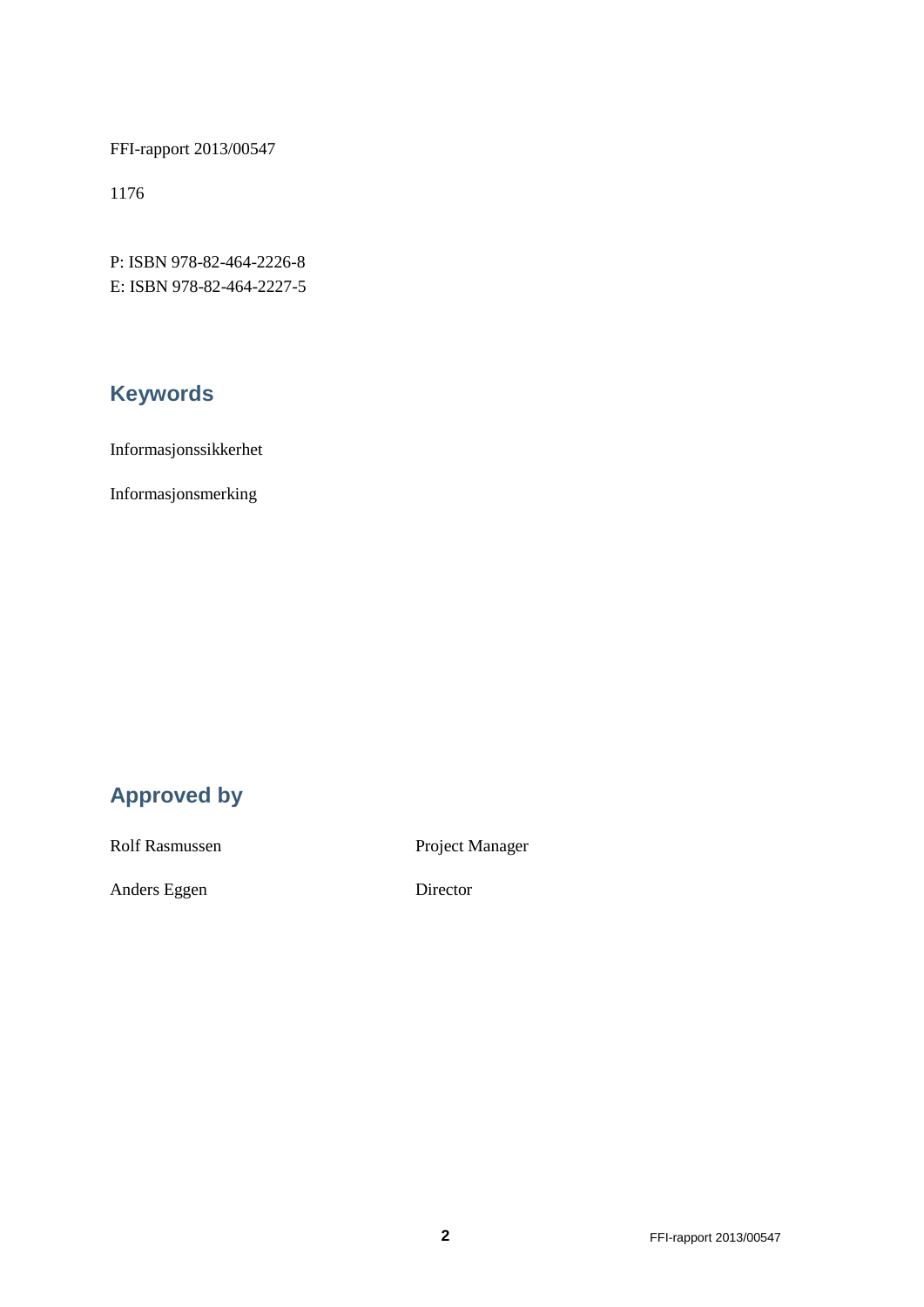FFI-rapport 2013/00547

1176

P: ISBN 978-82-464-2226-8
E: ISBN 978-82-464-2227-5

## Keywords

Informasjonssikkerhet

Informasjonsmerking

## Approved by

| | |
|---|---|
| Rolf Rasmussen | Project Manager |
| Anders Eggen | Director |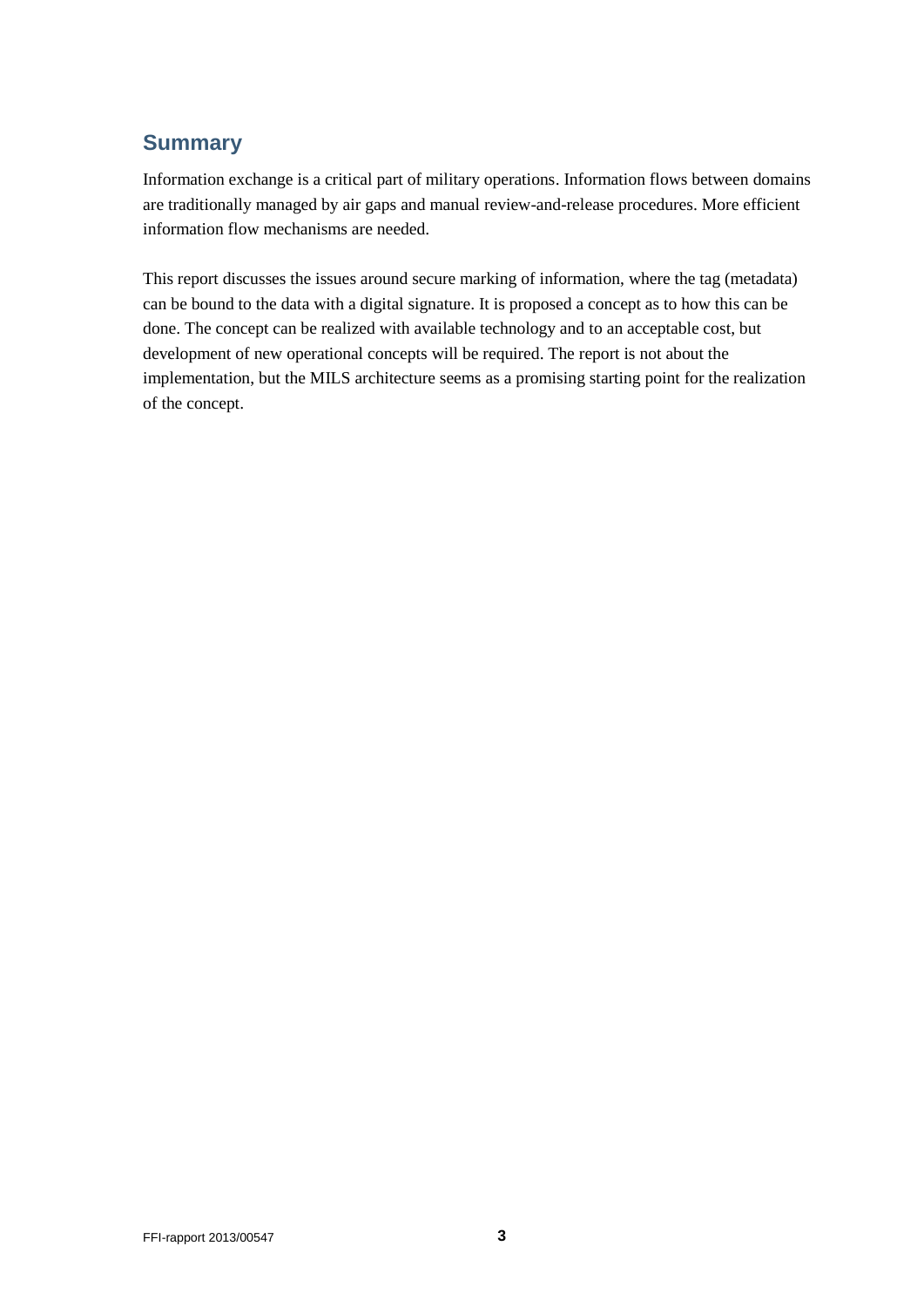## Summary

Information exchange is a critical part of military operations. Information flows between domains are traditionally managed by air gaps and manual review-and-release procedures. More efficient information flow mechanisms are needed.

This report discusses the issues around secure marking of information, where the tag (metadata) can be bound to the data with a digital signature. It is proposed a concept as to how this can be done. The concept can be realized with available technology and to an acceptable cost, but development of new operational concepts will be required. The report is not about the implementation, but the MILS architecture seems as a promising starting point for the realization of the concept.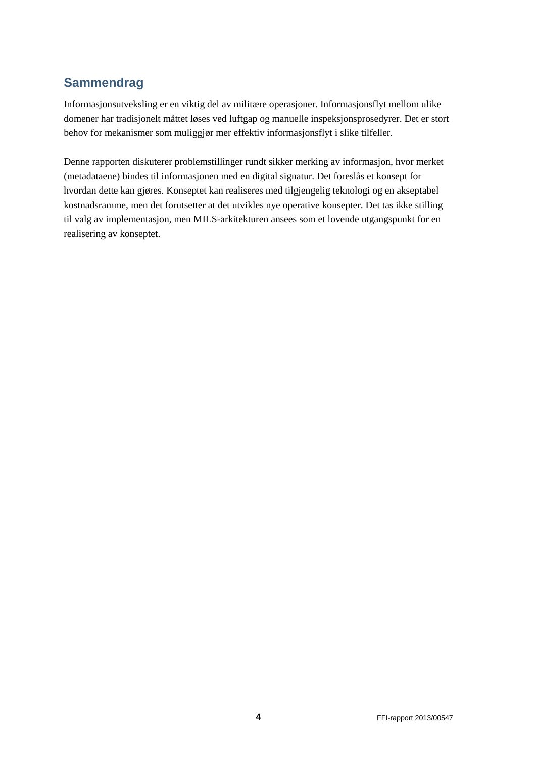## Sammendrag

Informasjonsutveksling er en viktig del av militære operasjoner. Informasjonsflyt mellom ulike domener har tradisjonelt måttet løses ved luftgap og manuelle inspeksjonsprosedyrer. Det er stort behov for mekanismer som muliggjør mer effektiv informasjonsflyt i slike tilfeller.

Denne rapporten diskuterer problemstillinger rundt sikker merking av informasjon, hvor merket (metadataene) bindes til informasjonen med en digital signatur. Det foreslås et konsept for hvordan dette kan gjøres. Konseptet kan realiseres med tilgjengelig teknologi og en akseptabel kostnadsramme, men det forutsetter at det utvikles nye operative konsepter. Det tas ikke stilling til valg av implementasjon, men MILS-arkitekturen ansees som et lovende utgangspunkt for en realisering av konseptet.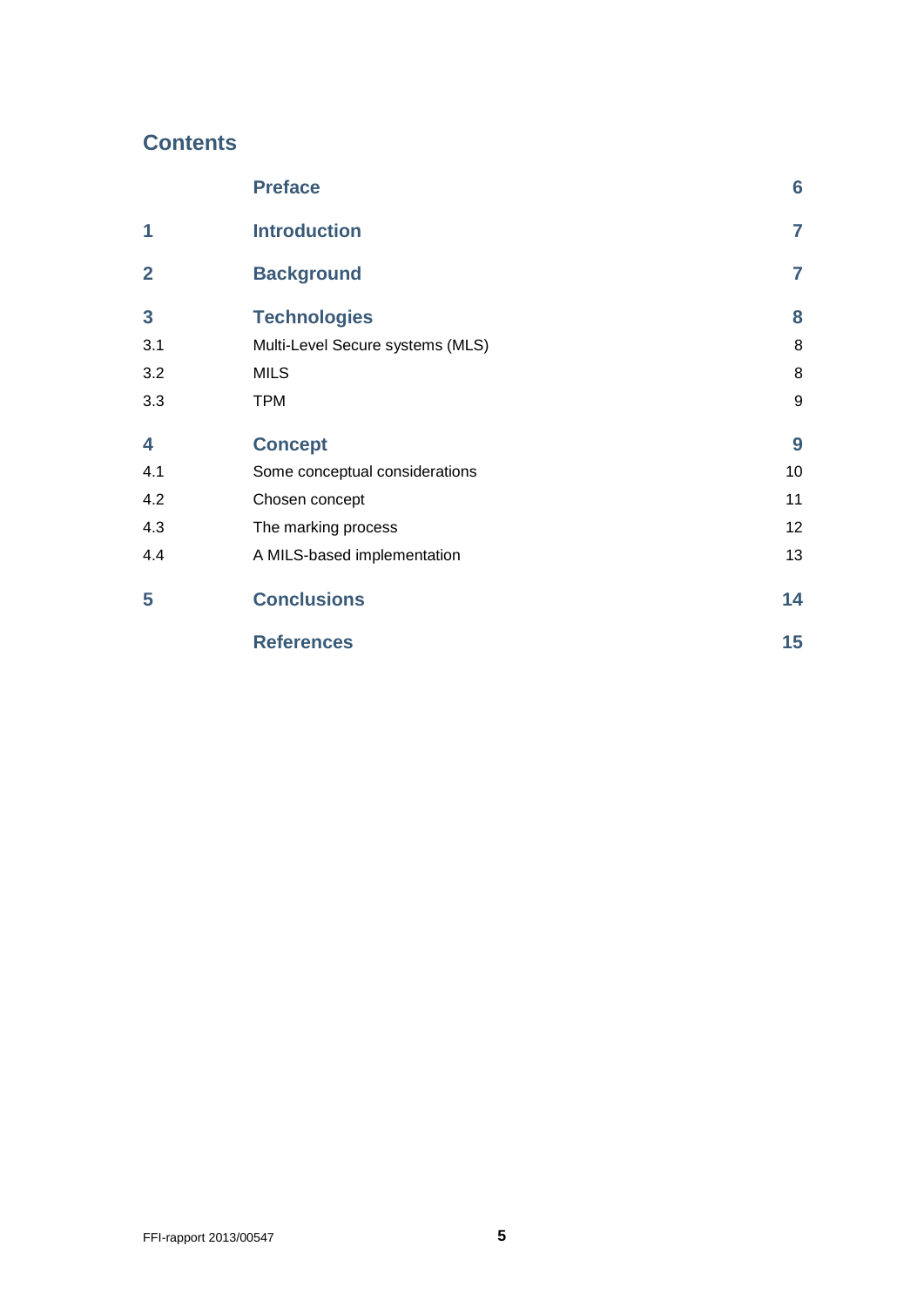## Contents

| | | |
|---|---|---|
| | **Preface** | **6** |
| **1** | **Introduction** | **7** |
| **2** | **Background** | **7** |
| **3** | **Technologies** | **8** |
| 3.1 | Multi-Level Secure systems (MLS) | 8 |
| 3.2 | MILS | 8 |
| 3.3 | TPM | 9 |
| **4** | **Concept** | **9** |
| 4.1 | Some conceptual considerations | 10 |
| 4.2 | Chosen concept | 11 |
| 4.3 | The marking process | 12 |
| 4.4 | A MILS-based implementation | 13 |
| **5** | **Conclusions** | **14** |
| | **References** | **15** |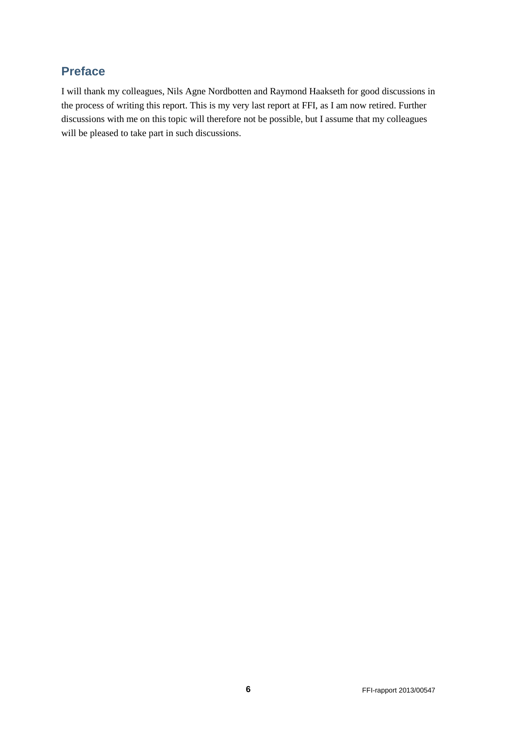## Preface

I will thank my colleagues, Nils Agne Nordbotten and Raymond Haakseth for good discussions in the process of writing this report. This is my very last report at FFI, as I am now retired. Further discussions with me on this topic will therefore not be possible, but I assume that my colleagues will be pleased to take part in such discussions.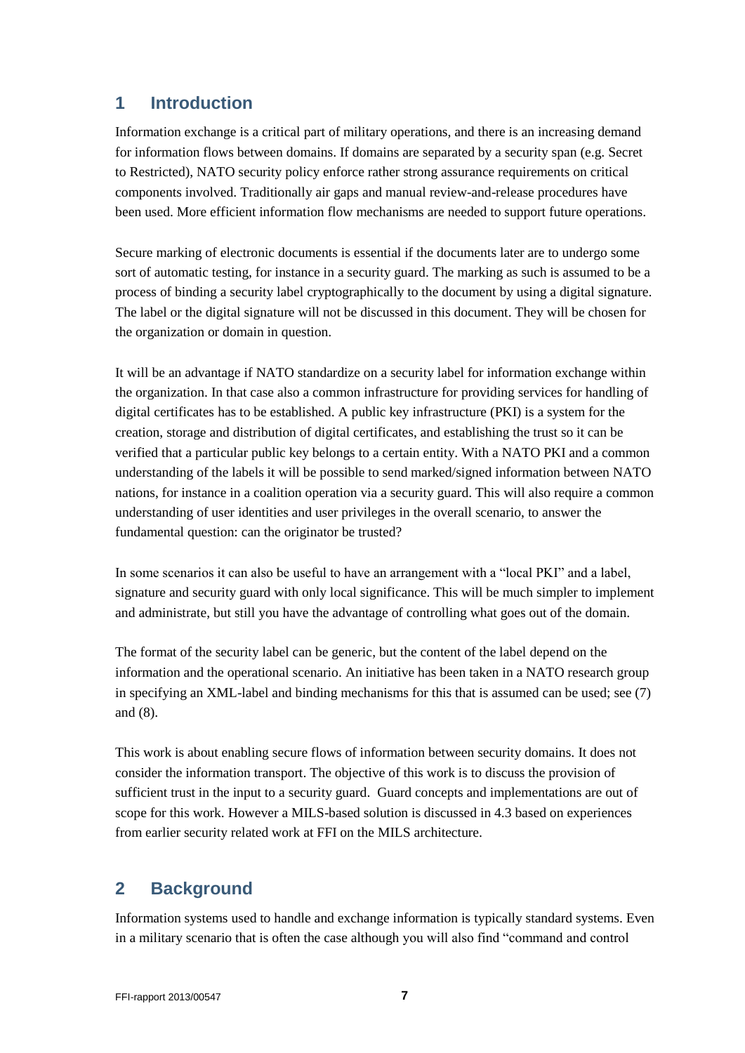# 1 Introduction

Information exchange is a critical part of military operations, and there is an increasing demand for information flows between domains. If domains are separated by a security span (e.g. Secret to Restricted), NATO security policy enforce rather strong assurance requirements on critical components involved. Traditionally air gaps and manual review-and-release procedures have been used. More efficient information flow mechanisms are needed to support future operations.

Secure marking of electronic documents is essential if the documents later are to undergo some sort of automatic testing, for instance in a security guard. The marking as such is assumed to be a process of binding a security label cryptographically to the document by using a digital signature. The label or the digital signature will not be discussed in this document. They will be chosen for the organization or domain in question.

It will be an advantage if NATO standardize on a security label for information exchange within the organization. In that case also a common infrastructure for providing services for handling of digital certificates has to be established. A public key infrastructure (PKI) is a system for the creation, storage and distribution of digital certificates, and establishing the trust so it can be verified that a particular public key belongs to a certain entity. With a NATO PKI and a common understanding of the labels it will be possible to send marked/signed information between NATO nations, for instance in a coalition operation via a security guard. This will also require a common understanding of user identities and user privileges in the overall scenario, to answer the fundamental question: can the originator be trusted?

In some scenarios it can also be useful to have an arrangement with a "local PKI" and a label, signature and security guard with only local significance. This will be much simpler to implement and administrate, but still you have the advantage of controlling what goes out of the domain.

The format of the security label can be generic, but the content of the label depend on the information and the operational scenario. An initiative has been taken in a NATO research group in specifying an XML-label and binding mechanisms for this that is assumed can be used; see (7) and (8).

This work is about enabling secure flows of information between security domains. It does not consider the information transport. The objective of this work is to discuss the provision of sufficient trust in the input to a security guard. Guard concepts and implementations are out of scope for this work. However a MILS-based solution is discussed in 4.3 based on experiences from earlier security related work at FFI on the MILS architecture.

# 2 Background

Information systems used to handle and exchange information is typically standard systems. Even in a military scenario that is often the case although you will also find "command and control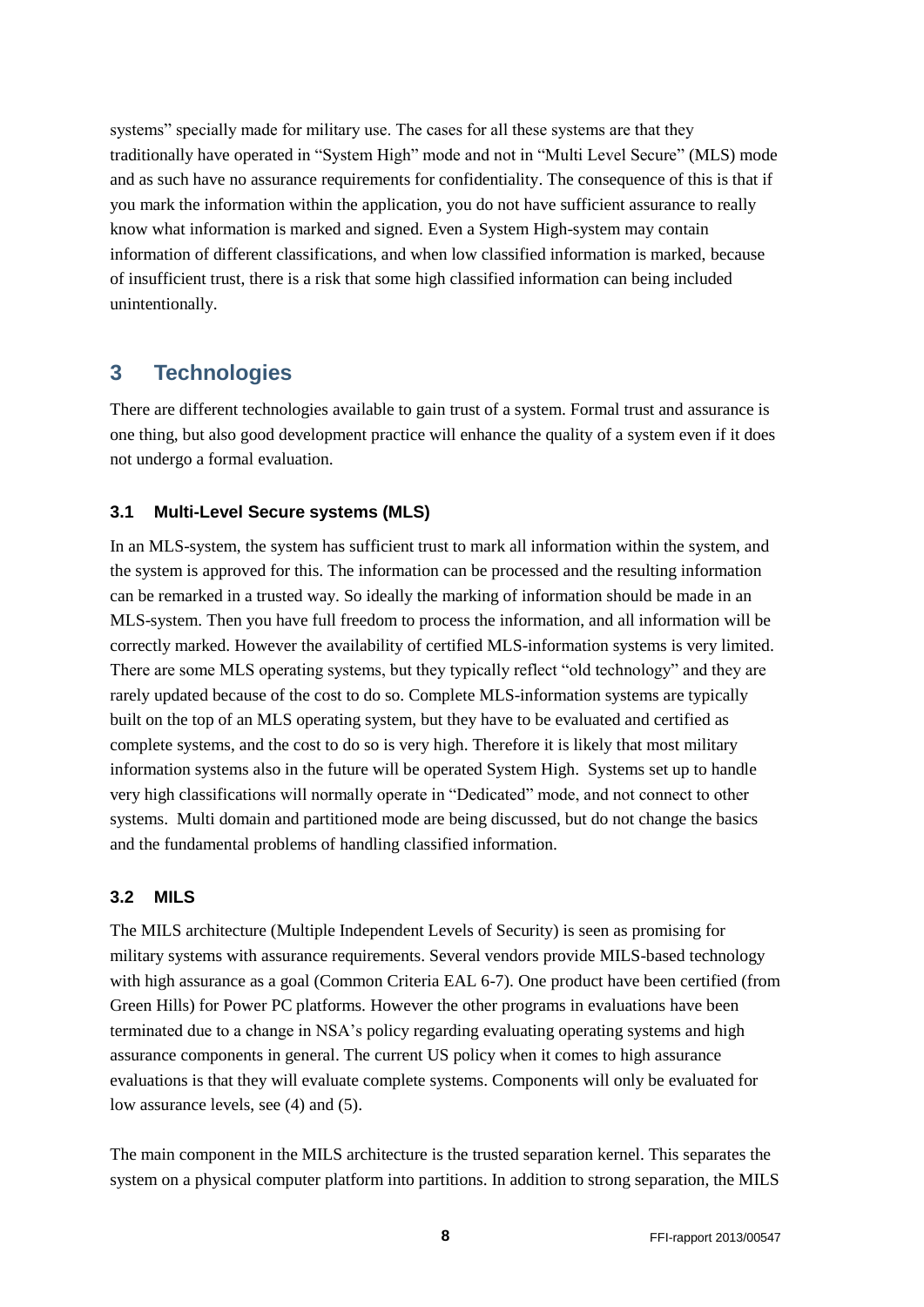systems" specially made for military use. The cases for all these systems are that they traditionally have operated in "System High" mode and not in "Multi Level Secure" (MLS) mode and as such have no assurance requirements for confidentiality. The consequence of this is that if you mark the information within the application, you do not have sufficient assurance to really know what information is marked and signed. Even a System High-system may contain information of different classifications, and when low classified information is marked, because of insufficient trust, there is a risk that some high classified information can being included unintentionally.

## 3 Technologies

There are different technologies available to gain trust of a system. Formal trust and assurance is one thing, but also good development practice will enhance the quality of a system even if it does not undergo a formal evaluation.

### 3.1 Multi-Level Secure systems (MLS)

In an MLS-system, the system has sufficient trust to mark all information within the system, and the system is approved for this. The information can be processed and the resulting information can be remarked in a trusted way. So ideally the marking of information should be made in an MLS-system. Then you have full freedom to process the information, and all information will be correctly marked. However the availability of certified MLS-information systems is very limited. There are some MLS operating systems, but they typically reflect "old technology" and they are rarely updated because of the cost to do so. Complete MLS-information systems are typically built on the top of an MLS operating system, but they have to be evaluated and certified as complete systems, and the cost to do so is very high. Therefore it is likely that most military information systems also in the future will be operated System High. Systems set up to handle very high classifications will normally operate in "Dedicated" mode, and not connect to other systems. Multi domain and partitioned mode are being discussed, but do not change the basics and the fundamental problems of handling classified information.

### 3.2 MILS

The MILS architecture (Multiple Independent Levels of Security) is seen as promising for military systems with assurance requirements. Several vendors provide MILS-based technology with high assurance as a goal (Common Criteria EAL 6-7). One product have been certified (from Green Hills) for Power PC platforms. However the other programs in evaluations have been terminated due to a change in NSA's policy regarding evaluating operating systems and high assurance components in general. The current US policy when it comes to high assurance evaluations is that they will evaluate complete systems. Components will only be evaluated for low assurance levels, see (4) and (5).

The main component in the MILS architecture is the trusted separation kernel. This separates the system on a physical computer platform into partitions. In addition to strong separation, the MILS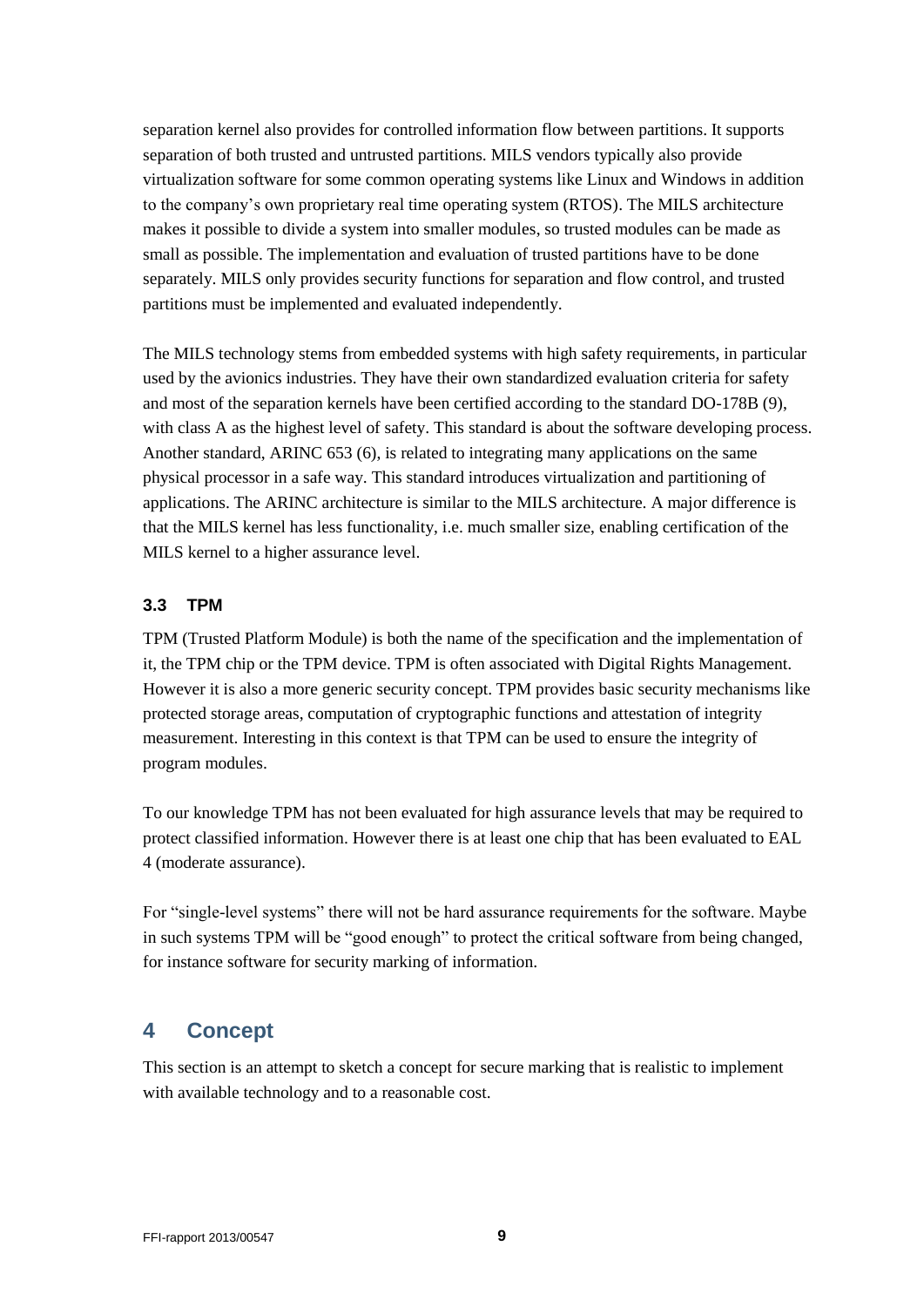separation kernel also provides for controlled information flow between partitions. It supports separation of both trusted and untrusted partitions. MILS vendors typically also provide virtualization software for some common operating systems like Linux and Windows in addition to the company's own proprietary real time operating system (RTOS). The MILS architecture makes it possible to divide a system into smaller modules, so trusted modules can be made as small as possible. The implementation and evaluation of trusted partitions have to be done separately. MILS only provides security functions for separation and flow control, and trusted partitions must be implemented and evaluated independently.

The MILS technology stems from embedded systems with high safety requirements, in particular used by the avionics industries. They have their own standardized evaluation criteria for safety and most of the separation kernels have been certified according to the standard DO-178B (9), with class A as the highest level of safety. This standard is about the software developing process. Another standard, ARINC 653 (6), is related to integrating many applications on the same physical processor in a safe way. This standard introduces virtualization and partitioning of applications. The ARINC architecture is similar to the MILS architecture. A major difference is that the MILS kernel has less functionality, i.e. much smaller size, enabling certification of the MILS kernel to a higher assurance level.

### 3.3 TPM

TPM (Trusted Platform Module) is both the name of the specification and the implementation of it, the TPM chip or the TPM device. TPM is often associated with Digital Rights Management. However it is also a more generic security concept. TPM provides basic security mechanisms like protected storage areas, computation of cryptographic functions and attestation of integrity measurement. Interesting in this context is that TPM can be used to ensure the integrity of program modules.

To our knowledge TPM has not been evaluated for high assurance levels that may be required to protect classified information. However there is at least one chip that has been evaluated to EAL 4 (moderate assurance).

For "single-level systems" there will not be hard assurance requirements for the software. Maybe in such systems TPM will be "good enough" to protect the critical software from being changed, for instance software for security marking of information.

## 4 Concept

This section is an attempt to sketch a concept for secure marking that is realistic to implement with available technology and to a reasonable cost.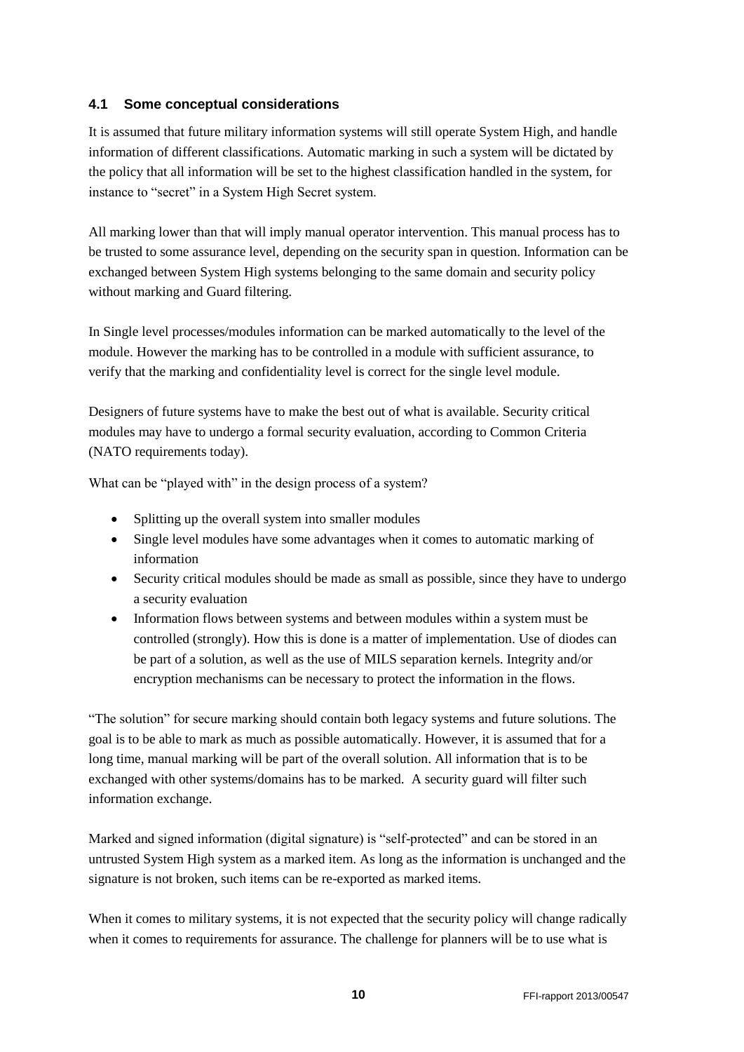### 4.1 Some conceptual considerations

It is assumed that future military information systems will still operate System High, and handle information of different classifications. Automatic marking in such a system will be dictated by the policy that all information will be set to the highest classification handled in the system, for instance to "secret" in a System High Secret system.

All marking lower than that will imply manual operator intervention. This manual process has to be trusted to some assurance level, depending on the security span in question. Information can be exchanged between System High systems belonging to the same domain and security policy without marking and Guard filtering.

In Single level processes/modules information can be marked automatically to the level of the module. However the marking has to be controlled in a module with sufficient assurance, to verify that the marking and confidentiality level is correct for the single level module.

Designers of future systems have to make the best out of what is available. Security critical modules may have to undergo a formal security evaluation, according to Common Criteria (NATO requirements today).

What can be "played with" in the design process of a system?

- Splitting up the overall system into smaller modules
- Single level modules have some advantages when it comes to automatic marking of information
- Security critical modules should be made as small as possible, since they have to undergo a security evaluation
- Information flows between systems and between modules within a system must be controlled (strongly). How this is done is a matter of implementation. Use of diodes can be part of a solution, as well as the use of MILS separation kernels. Integrity and/or encryption mechanisms can be necessary to protect the information in the flows.

"The solution" for secure marking should contain both legacy systems and future solutions. The goal is to be able to mark as much as possible automatically. However, it is assumed that for a long time, manual marking will be part of the overall solution. All information that is to be exchanged with other systems/domains has to be marked. A security guard will filter such information exchange.

Marked and signed information (digital signature) is "self-protected" and can be stored in an untrusted System High system as a marked item. As long as the information is unchanged and the signature is not broken, such items can be re-exported as marked items.

When it comes to military systems, it is not expected that the security policy will change radically when it comes to requirements for assurance. The challenge for planners will be to use what is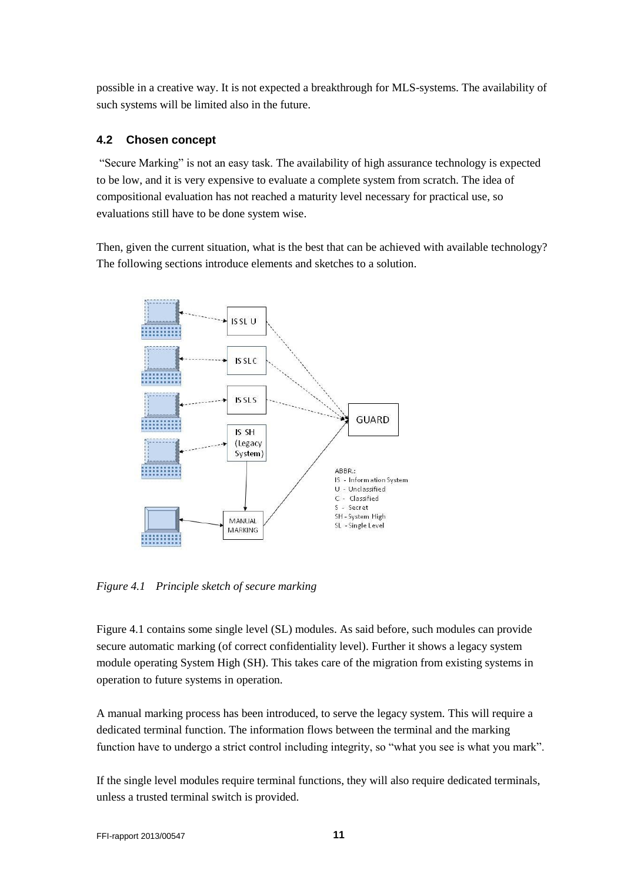possible in a creative way. It is not expected a breakthrough for MLS-systems. The availability of such systems will be limited also in the future.

### 4.2 Chosen concept

"Secure Marking" is not an easy task. The availability of high assurance technology is expected to be low, and it is very expensive to evaluate a complete system from scratch. The idea of compositional evaluation has not reached a maturity level necessary for practical use, so evaluations still have to be done system wise.

Then, given the current situation, what is the best that can be achieved with available technology? The following sections introduce elements and sketches to a solution.

*Figure 4.1 Principle sketch of secure marking*

Figure 4.1 contains some single level (SL) modules. As said before, such modules can provide secure automatic marking (of correct confidentiality level). Further it shows a legacy system module operating System High (SH). This takes care of the migration from existing systems in operation to future systems in operation.

A manual marking process has been introduced, to serve the legacy system. This will require a dedicated terminal function. The information flows between the terminal and the marking function have to undergo a strict control including integrity, so "what you see is what you mark".

If the single level modules require terminal functions, they will also require dedicated terminals, unless a trusted terminal switch is provided.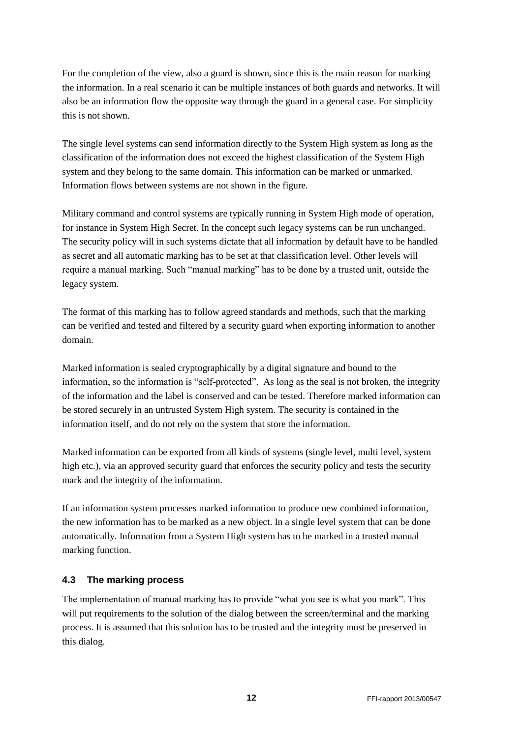For the completion of the view, also a guard is shown, since this is the main reason for marking the information. In a real scenario it can be multiple instances of both guards and networks. It will also be an information flow the opposite way through the guard in a general case. For simplicity this is not shown.

The single level systems can send information directly to the System High system as long as the classification of the information does not exceed the highest classification of the System High system and they belong to the same domain. This information can be marked or unmarked. Information flows between systems are not shown in the figure.

Military command and control systems are typically running in System High mode of operation, for instance in System High Secret. In the concept such legacy systems can be run unchanged. The security policy will in such systems dictate that all information by default have to be handled as secret and all automatic marking has to be set at that classification level. Other levels will require a manual marking. Such "manual marking" has to be done by a trusted unit, outside the legacy system.

The format of this marking has to follow agreed standards and methods, such that the marking can be verified and tested and filtered by a security guard when exporting information to another domain.

Marked information is sealed cryptographically by a digital signature and bound to the information, so the information is "self-protected". As long as the seal is not broken, the integrity of the information and the label is conserved and can be tested. Therefore marked information can be stored securely in an untrusted System High system. The security is contained in the information itself, and do not rely on the system that store the information.

Marked information can be exported from all kinds of systems (single level, multi level, system high etc.), via an approved security guard that enforces the security policy and tests the security mark and the integrity of the information.

If an information system processes marked information to produce new combined information, the new information has to be marked as a new object. In a single level system that can be done automatically. Information from a System High system has to be marked in a trusted manual marking function.

### 4.3 The marking process

The implementation of manual marking has to provide "what you see is what you mark". This will put requirements to the solution of the dialog between the screen/terminal and the marking process. It is assumed that this solution has to be trusted and the integrity must be preserved in this dialog.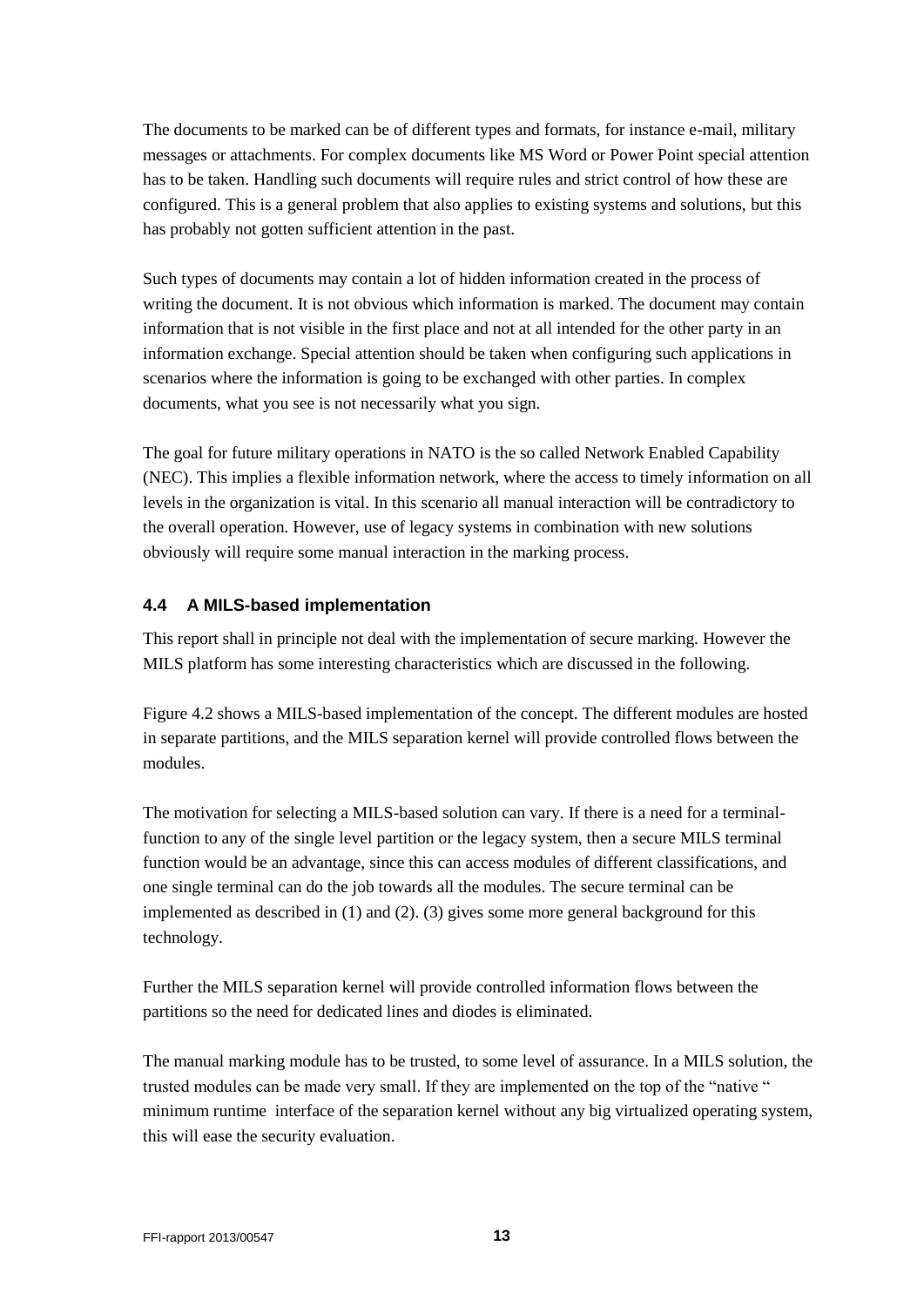The documents to be marked can be of different types and formats, for instance e-mail, military messages or attachments. For complex documents like MS Word or Power Point special attention has to be taken. Handling such documents will require rules and strict control of how these are configured. This is a general problem that also applies to existing systems and solutions, but this has probably not gotten sufficient attention in the past.

Such types of documents may contain a lot of hidden information created in the process of writing the document. It is not obvious which information is marked. The document may contain information that is not visible in the first place and not at all intended for the other party in an information exchange. Special attention should be taken when configuring such applications in scenarios where the information is going to be exchanged with other parties. In complex documents, what you see is not necessarily what you sign.

The goal for future military operations in NATO is the so called Network Enabled Capability (NEC). This implies a flexible information network, where the access to timely information on all levels in the organization is vital. In this scenario all manual interaction will be contradictory to the overall operation. However, use of legacy systems in combination with new solutions obviously will require some manual interaction in the marking process.

### 4.4 A MILS-based implementation

This report shall in principle not deal with the implementation of secure marking. However the MILS platform has some interesting characteristics which are discussed in the following.

Figure 4.2 shows a MILS-based implementation of the concept. The different modules are hosted in separate partitions, and the MILS separation kernel will provide controlled flows between the modules.

The motivation for selecting a MILS-based solution can vary. If there is a need for a terminal-function to any of the single level partition or the legacy system, then a secure MILS terminal function would be an advantage, since this can access modules of different classifications, and one single terminal can do the job towards all the modules. The secure terminal can be implemented as described in (1) and (2). (3) gives some more general background for this technology.

Further the MILS separation kernel will provide controlled information flows between the partitions so the need for dedicated lines and diodes is eliminated.

The manual marking module has to be trusted, to some level of assurance. In a MILS solution, the trusted modules can be made very small. If they are implemented on the top of the "native " minimum runtime interface of the separation kernel without any big virtualized operating system, this will ease the security evaluation.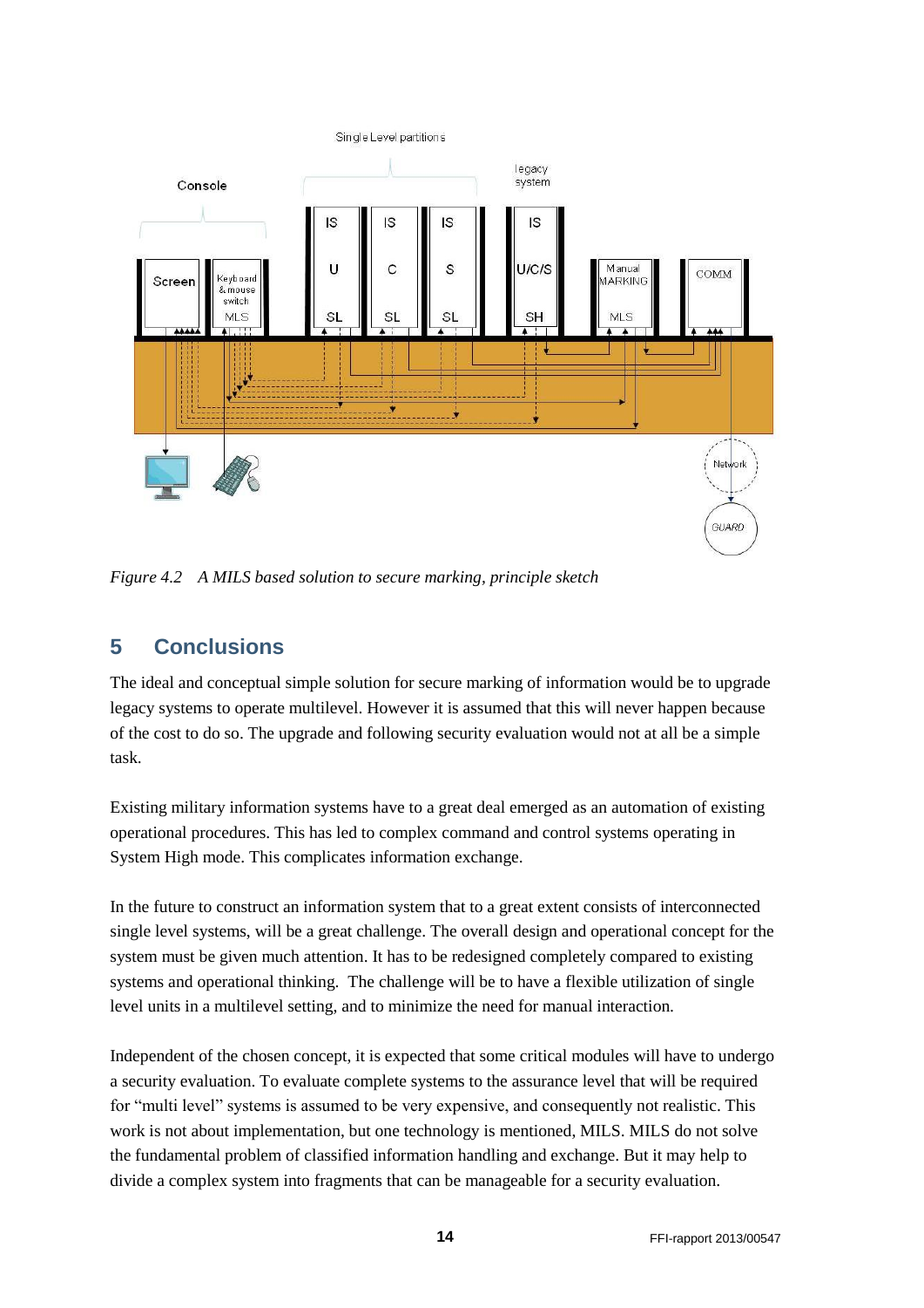*Figure 4.2 A MILS based solution to secure marking, principle sketch*

## 5 Conclusions

The ideal and conceptual simple solution for secure marking of information would be to upgrade legacy systems to operate multilevel. However it is assumed that this will never happen because of the cost to do so. The upgrade and following security evaluation would not at all be a simple task.

Existing military information systems have to a great deal emerged as an automation of existing operational procedures. This has led to complex command and control systems operating in System High mode. This complicates information exchange.

In the future to construct an information system that to a great extent consists of interconnected single level systems, will be a great challenge. The overall design and operational concept for the system must be given much attention. It has to be redesigned completely compared to existing systems and operational thinking. The challenge will be to have a flexible utilization of single level units in a multilevel setting, and to minimize the need for manual interaction.

Independent of the chosen concept, it is expected that some critical modules will have to undergo a security evaluation. To evaluate complete systems to the assurance level that will be required for "multi level" systems is assumed to be very expensive, and consequently not realistic. This work is not about implementation, but one technology is mentioned, MILS. MILS do not solve the fundamental problem of classified information handling and exchange. But it may help to divide a complex system into fragments that can be manageable for a security evaluation.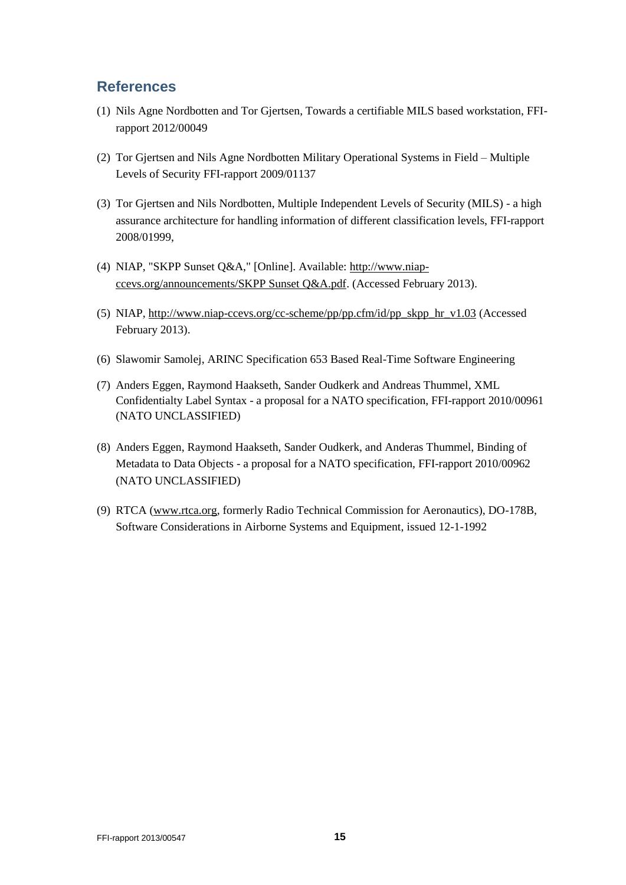## References

(1) Nils Agne Nordbotten and Tor Gjertsen, Towards a certifiable MILS based workstation, FFI-rapport 2012/00049

(2) Tor Gjertsen and Nils Agne Nordbotten Military Operational Systems in Field – Multiple Levels of Security FFI-rapport 2009/01137

(3) Tor Gjertsen and Nils Nordbotten, Multiple Independent Levels of Security (MILS) - a high assurance architecture for handling information of different classification levels, FFI-rapport 2008/01999,

(4) NIAP, "SKPP Sunset Q&A," [Online]. Available: http://www.niap-ccevs.org/announcements/SKPP Sunset Q&A.pdf. (Accessed February 2013).

(5) NIAP, http://www.niap-ccevs.org/cc-scheme/pp/pp.cfm/id/pp_skpp_hr_v1.03 (Accessed February 2013).

(6) Slawomir Samolej, ARINC Specification 653 Based Real-Time Software Engineering

(7) Anders Eggen, Raymond Haakseth, Sander Oudkerk and Andreas Thummel, XML Confidentialty Label Syntax - a proposal for a NATO specification, FFI-rapport 2010/00961 (NATO UNCLASSIFIED)

(8) Anders Eggen, Raymond Haakseth, Sander Oudkerk, and Anderas Thummel, Binding of Metadata to Data Objects - a proposal for a NATO specification, FFI-rapport 2010/00962 (NATO UNCLASSIFIED)

(9) RTCA (www.rtca.org, formerly Radio Technical Commission for Aeronautics), DO-178B, Software Considerations in Airborne Systems and Equipment, issued 12-1-1992